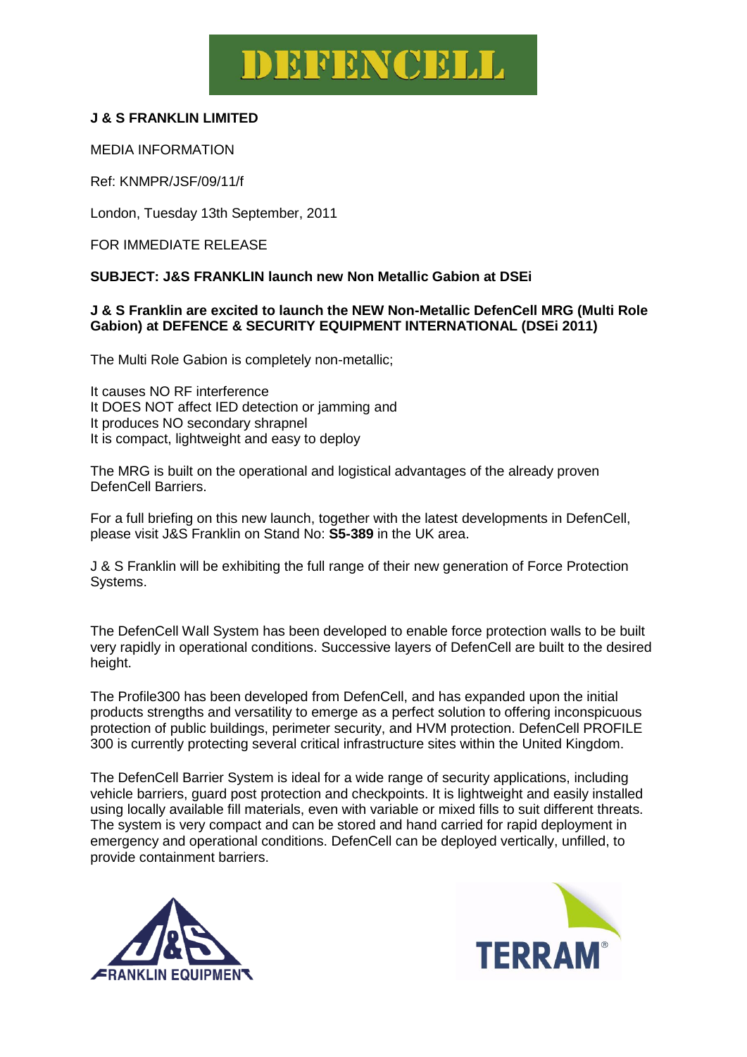# DEFENCELL

**J & S FRANKLIN LIMITED**

MEDIA INFORMATION

Ref: KNMPR/JSF/09/11/f

London, Tuesday 13th September, 2011

FOR IMMEDIATE RELEASE

**SUBJECT: J&S FRANKLIN launch new Non Metallic Gabion at DSEi**

**J & S Franklin are excited to launch the NEW Non-Metallic DefenCell MRG (Multi Role Gabion) at DEFENCE & SECURITY EQUIPMENT INTERNATIONAL (DSEi 2011)**

The Multi Role Gabion is completely non-metallic;

It causes NO RF interference
It DOES NOT affect IED detection or jamming and
It produces NO secondary shrapnel
It is compact, lightweight and easy to deploy

The MRG is built on the operational and logistical advantages of the already proven DefenCell Barriers.

For a full briefing on this new launch, together with the latest developments in DefenCell, please visit J&S Franklin on Stand No: **S5-389** in the UK area.

J & S Franklin will be exhibiting the full range of their new generation of Force Protection Systems.

The DefenCell Wall System has been developed to enable force protection walls to be built very rapidly in operational conditions. Successive layers of DefenCell are built to the desired height.

The Profile300 has been developed from DefenCell, and has expanded upon the initial products strengths and versatility to emerge as a perfect solution to offering inconspicuous protection of public buildings, perimeter security, and HVM protection. DefenCell PROFILE 300 is currently protecting several critical infrastructure sites within the United Kingdom.

The DefenCell Barrier System is ideal for a wide range of security applications, including vehicle barriers, guard post protection and checkpoints. It is lightweight and easily installed using locally available fill materials, even with variable or mixed fills to suit different threats. The system is very compact and can be stored and hand carried for rapid deployment in emergency and operational conditions. DefenCell can be deployed vertically, unfilled, to provide containment barriers.

J&S FRANKLIN EQUIPMENT

TERRAM®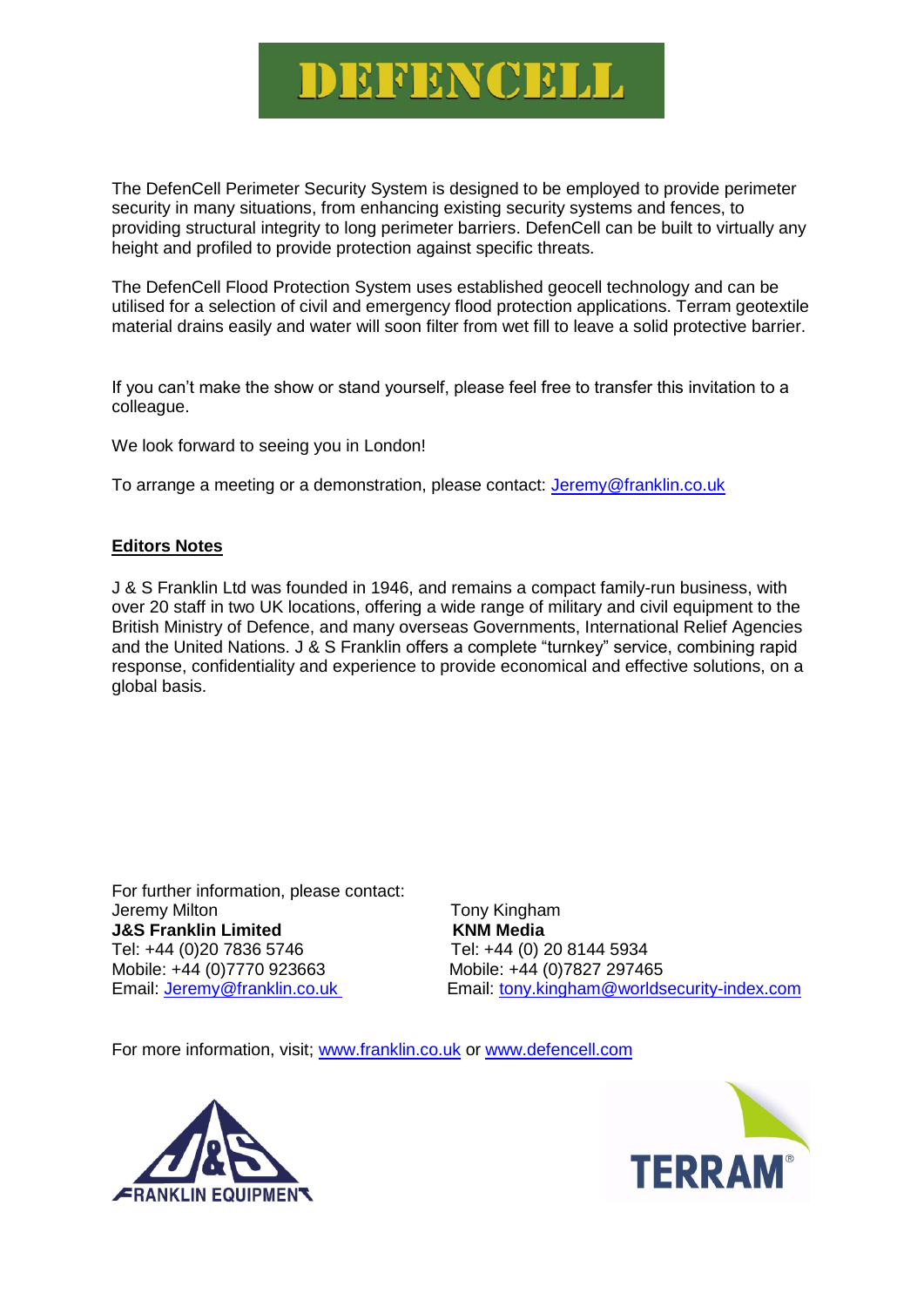# DEFENCELL

The DefenCell Perimeter Security System is designed to be employed to provide perimeter security in many situations, from enhancing existing security systems and fences, to providing structural integrity to long perimeter barriers. DefenCell can be built to virtually any height and profiled to provide protection against specific threats.

The DefenCell Flood Protection System uses established geocell technology and can be utilised for a selection of civil and emergency flood protection applications. Terram geotextile material drains easily and water will soon filter from wet fill to leave a solid protective barrier.

If you can't make the show or stand yourself, please feel free to transfer this invitation to a colleague.

We look forward to seeing you in London!

To arrange a meeting or a demonstration, please contact: Jeremy@franklin.co.uk

**Editors Notes**

J & S Franklin Ltd was founded in 1946, and remains a compact family-run business, with over 20 staff in two UK locations, offering a wide range of military and civil equipment to the British Ministry of Defence, and many overseas Governments, International Relief Agencies and the United Nations. J & S Franklin offers a complete "turnkey" service, combining rapid response, confidentiality and experience to provide economical and effective solutions, on a global basis.

For further information, please contact:

Jeremy Milton
**J&S Franklin Limited**
Tel: +44 (0)20 7836 5746
Mobile: +44 (0)7770 923663
Email: Jeremy@franklin.co.uk

Tony Kingham
**KNM Media**
Tel: +44 (0) 20 8144 5934
Mobile: +44 (0)7827 297465
Email: tony.kingham@worldsecurity-index.com

For more information, visit; www.franklin.co.uk or www.defencell.com

J&S FRANKLIN EQUIPMENT

TERRAM®